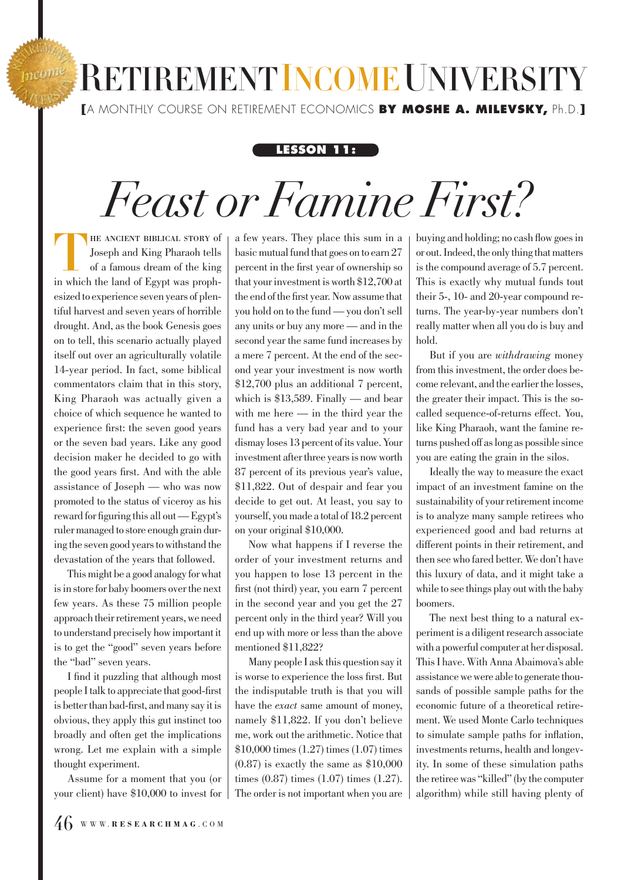# RETIREMENT INCOME UNIVERSITY

**[**A MONTHLY COURSE ON RETIREMENT ECONOMICS **BY MOSHE A. MILEVSKY,** Ph.D.**]**

**LESSON 11:**

# *Feast or Famine First?*

THE ANCIENT BIBLICAL STORY of Joseph and King Pharaoh tells of a famous dream of the king in which the land of Egypt was prophesized to experience seven years of plentiful harvest and seven years of horrible drought. And, as the book Genesis goes on to tell, this scenario actually played itself out over an agriculturally volatile 14-year period. In fact, some biblical commentators claim that in this story, King Pharaoh was actually given a choice of which sequence he wanted to experience first: the seven good years or the seven bad years. Like any good decision maker he decided to go with the good years first. And with the able assistance of Joseph — who was now promoted to the status of viceroy as his reward for figuring this all out — Egypt's ruler managed to store enough grain during the seven good years to withstand the devastation of the years that followed.

This might be a good analogy for what is in store for baby boomers over the next few years. As these 75 million people approach their retirement years, we need to understand precisely how important it is to get the "good" seven years before the "bad" seven years.

I find it puzzling that although most people I talk to appreciate that good-first is better than bad-first, and many say it is obvious, they apply this gut instinct too broadly and often get the implications wrong. Let me explain with a simple thought experiment.

Assume for a moment that you (or your client) have $10,000 to invest for a few years. They place this sum in a basic mutual fund that goes on to earn 27 percent in the first year of ownership so that your investment is worth $12,700 at the end of the first year. Now assume that you hold on to the fund — you don't sell any units or buy any more — and in the second year the same fund increases by a mere 7 percent. At the end of the second year your investment is now worth $12,700 plus an additional 7 percent, which is $13,589. Finally — and bear with me here — in the third year the fund has a very bad year and to your dismay loses 13 percent of its value. Your investment after three years is now worth 87 percent of its previous year's value, $11,822. Out of despair and fear you decide to get out. At least, you say to yourself, you made a total of 18.2 percent on your original $10,000.

Now what happens if I reverse the order of your investment returns and you happen to lose 13 percent in the first (not third) year, you earn 7 percent in the second year and you get the 27 percent only in the third year? Will you end up with more or less than the above mentioned $11,822?

Many people I ask this question say it is worse to experience the loss first. But the indisputable truth is that you will have the *exact* same amount of money, namely $11,822. If you don't believe me, work out the arithmetic. Notice that $10,000 times (1.27) times (1.07) times (0.87) is exactly the same as $10,000 times (0.87) times (1.07) times (1.27). The order is not important when you are buying and holding; no cash flow goes in or out. Indeed, the only thing that matters is the compound average of 5.7 percent. This is exactly why mutual funds tout their 5-, 10- and 20-year compound returns. The year-by-year numbers don't really matter when all you do is buy and hold.

But if you are *withdrawing* money from this investment, the order does become relevant, and the earlier the losses, the greater their impact. This is the so-called sequence-of-returns effect. You, like King Pharaoh, want the famine returns pushed off as long as possible since you are eating the grain in the silos.

Ideally the way to measure the exact impact of an investment famine on the sustainability of your retirement income is to analyze many sample retirees who experienced good and bad returns at different points in their retirement, and then see who fared better. We don't have this luxury of data, and it might take a while to see things play out with the baby boomers.

The next best thing to a natural experiment is a diligent research associate with a powerful computer at her disposal. This I have. With Anna Abaimova's able assistance we were able to generate thousands of possible sample paths for the economic future of a theoretical retirement. We used Monte Carlo techniques to simulate sample paths for inflation, investments returns, health and longevity. In some of these simulation paths the retiree was "killed" (by the computer algorithm) while still having plenty of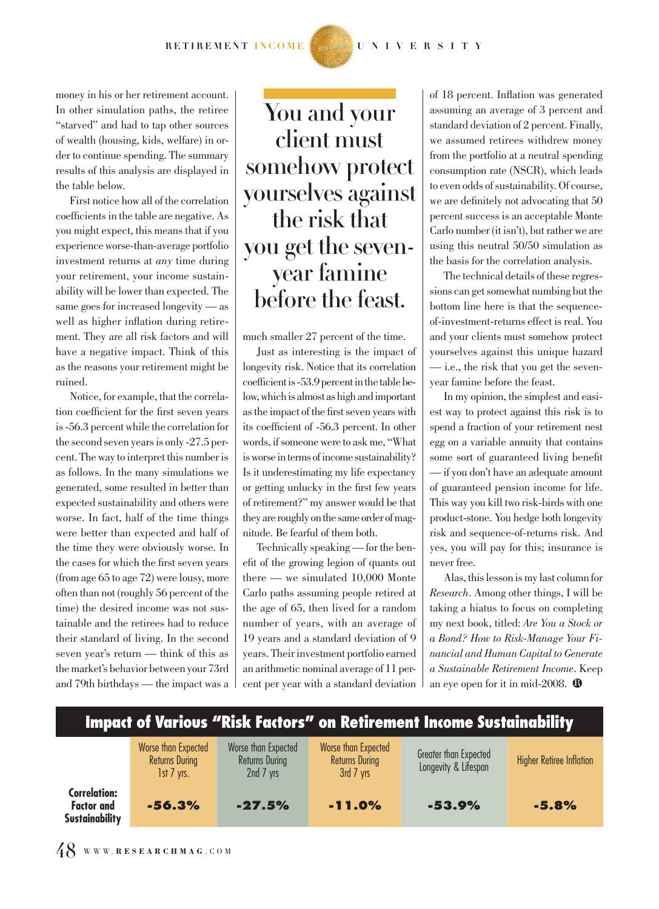money in his or her retirement account. In other simulation paths, the retiree "starved" and had to tap other sources of wealth (housing, kids, welfare) in order to continue spending. The summary results of this analysis are displayed in the table below.

First notice how all of the correlation coefficients in the table are negative. As you might expect, this means that if you experience worse-than-average portfolio investment returns at *any* time during your retirement, your income sustainability will be lower than expected. The same goes for increased longevity — as well as higher inflation during retirement. They are all risk factors and will have a negative impact. Think of this as the reasons your retirement might be ruined.

Notice, for example, that the correlation coefficient for the first seven years is -56.3 percent while the correlation for the second seven years is only -27.5 percent. The way to interpret this number is as follows. In the many simulations we generated, some resulted in better than expected sustainability and others were worse. In fact, half of the time things were better than expected and half of the time they were obviously worse. In the cases for which the first seven years (from age 65 to age 72) were lousy, more often than not (roughly 56 percent of the time) the desired income was not sustainable and the retirees had to reduce their standard of living. In the second seven year's return — think of this as the market's behavior between your 73rd and 79th birthdays — the impact was a much smaller 27 percent of the time.

> You and your client must somehow protect yourselves against the risk that you get the seven-year famine before the feast.

Just as interesting is the impact of longevity risk. Notice that its correlation coefficient is -53.9 percent in the table below, which is almost as high and important as the impact of the first seven years with its coefficient of -56.3 percent. In other words, if someone were to ask me, "What is worse in terms of income sustainability? Is it underestimating my life expectancy or getting unlucky in the first few years of retirement?" my answer would be that they are roughly on the same order of magnitude. Be fearful of them both.

Technically speaking — for the benefit of the growing legion of quants out there — we simulated 10,000 Monte Carlo paths assuming people retired at the age of 65, then lived for a random number of years, with an average of 19 years and a standard deviation of 9 years. Their investment portfolio earned an arithmetic nominal average of 11 percent per year with a standard deviation of 18 percent. Inflation was generated assuming an average of 3 percent and standard deviation of 2 percent. Finally, we assumed retirees withdrew money from the portfolio at a neutral spending consumption rate (NSCR), which leads to even odds of sustainability. Of course, we are definitely not advocating that 50 percent success is an acceptable Monte Carlo number (it isn't), but rather we are using this neutral 50/50 simulation as the basis for the correlation analysis.

The technical details of these regressions can get somewhat numbing but the bottom line here is that the sequence-of-investment-returns effect is real. You and your clients must somehow protect yourselves against this unique hazard — i.e., the risk that you get the seven-year famine before the feast.

In my opinion, the simplest and easiest way to protect against this risk is to spend a fraction of your retirement nest egg on a variable annuity that contains some sort of guaranteed living benefit — if you don't have an adequate amount of guaranteed pension income for life. This way you kill two risk-birds with one product-stone. You hedge both longevity risk and sequence-of-returns risk. And yes, you will pay for this; insurance is never free.

Alas, this lesson is my last column for *Research*. Among other things, I will be taking a hiatus to focus on completing my next book, titled: *Are You a Stock or a Bond? How to Risk-Manage Your Financial and Human Capital to Generate a Sustainable Retirement Income*. Keep an eye open for it in mid-2008.

## Impact of Various "Risk Factors" on Retirement Income Sustainability

| | Worse than Expected Returns During 1st 7 yrs. | Worse than Expected Returns During 2nd 7 yrs | Worse than Expected Returns During 3rd 7 yrs | Greater than Expected Longevity & Lifespan | Higher Retiree Inflation |
|---|---|---|---|---|---|
| **Correlation: Factor and Sustainability** | **-56.3%** | **-27.5%** | **-11.0%** | **-53.9%** | **-5.8%** |